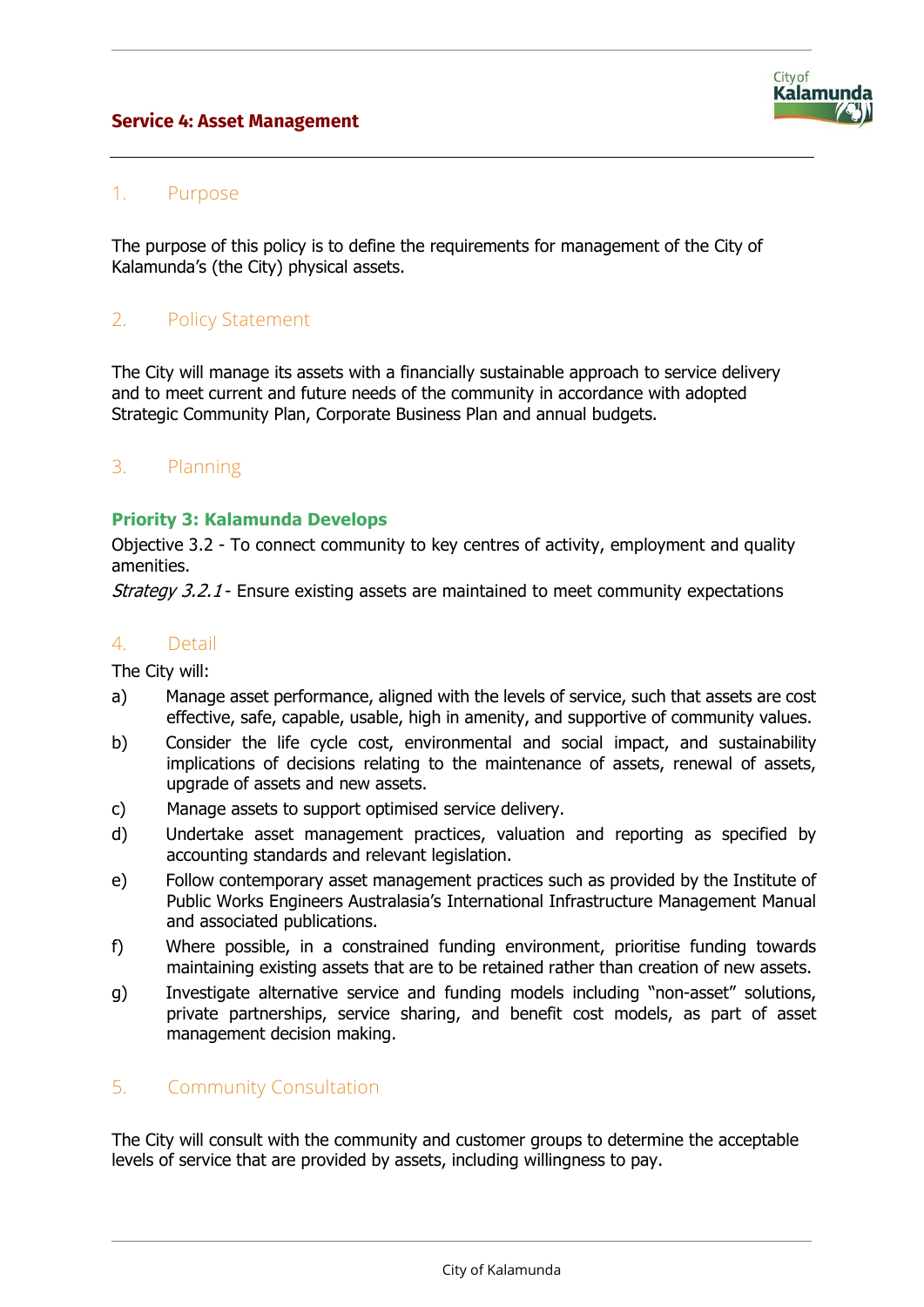# Service 4: Asset Management

## 1. Purpose

The purpose of this policy is to define the requirements for management of the City of Kalamunda's (the City) physical assets.

## 2. Policy Statement

The City will manage its assets with a financially sustainable approach to service delivery and to meet current and future needs of the community in accordance with adopted Strategic Community Plan, Corporate Business Plan and annual budgets.

## 3. Planning

### Priority 3: Kalamunda Develops

Objective 3.2 - To connect community to key centres of activity, employment and quality amenities.

*Strategy 3.2.1* - Ensure existing assets are maintained to meet community expectations

## 4. Detail

The City will:

a) Manage asset performance, aligned with the levels of service, such that assets are cost effective, safe, capable, usable, high in amenity, and supportive of community values.

b) Consider the life cycle cost, environmental and social impact, and sustainability implications of decisions relating to the maintenance of assets, renewal of assets, upgrade of assets and new assets.

c) Manage assets to support optimised service delivery.

d) Undertake asset management practices, valuation and reporting as specified by accounting standards and relevant legislation.

e) Follow contemporary asset management practices such as provided by the Institute of Public Works Engineers Australasia's International Infrastructure Management Manual and associated publications.

f) Where possible, in a constrained funding environment, prioritise funding towards maintaining existing assets that are to be retained rather than creation of new assets.

g) Investigate alternative service and funding models including "non-asset" solutions, private partnerships, service sharing, and benefit cost models, as part of asset management decision making.

## 5. Community Consultation

The City will consult with the community and customer groups to determine the acceptable levels of service that are provided by assets, including willingness to pay.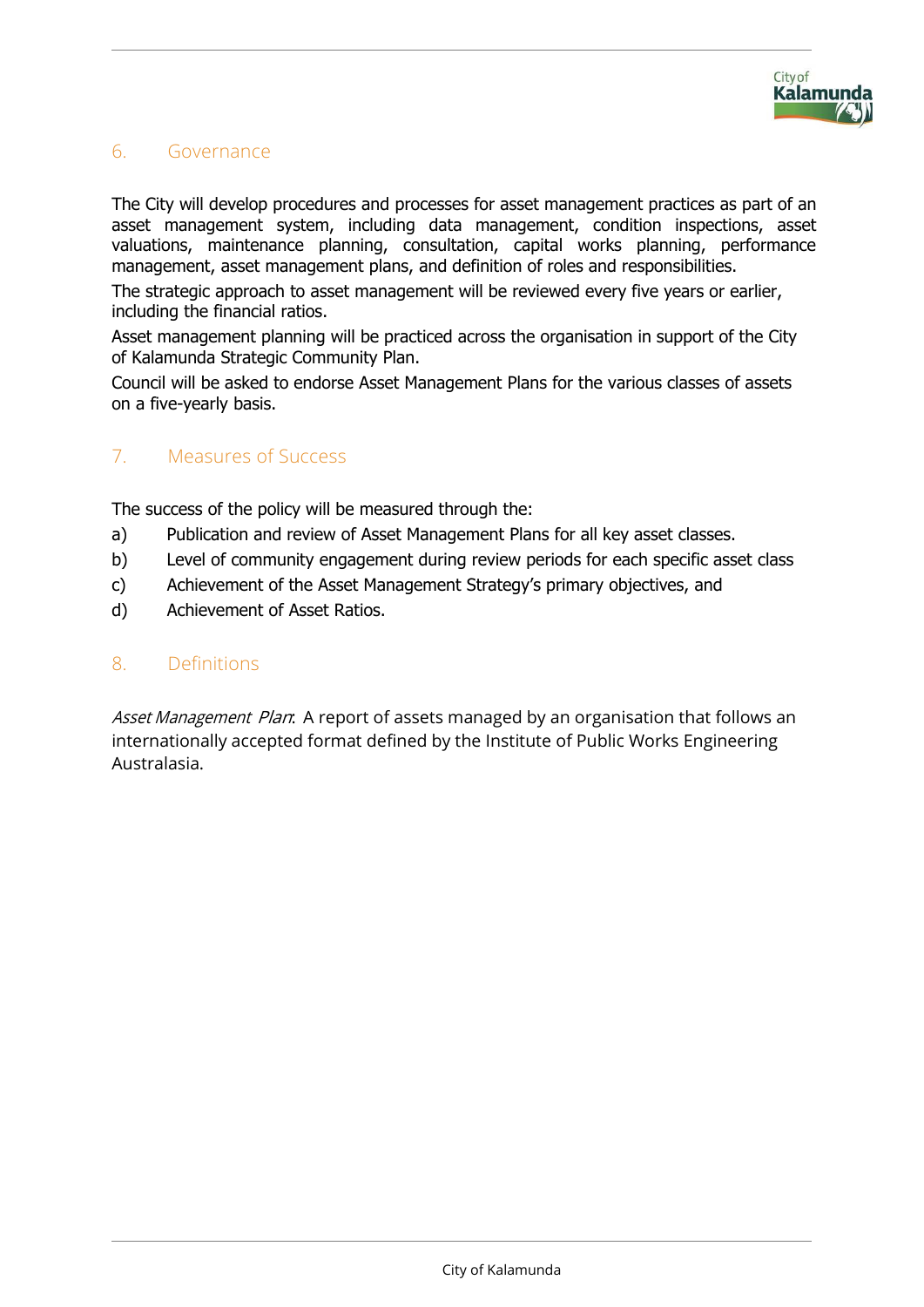## 6. Governance

The City will develop procedures and processes for asset management practices as part of an asset management system, including data management, condition inspections, asset valuations, maintenance planning, consultation, capital works planning, performance management, asset management plans, and definition of roles and responsibilities.

The strategic approach to asset management will be reviewed every five years or earlier, including the financial ratios.

Asset management planning will be practiced across the organisation in support of the City of Kalamunda Strategic Community Plan.

Council will be asked to endorse Asset Management Plans for the various classes of assets on a five-yearly basis.

## 7. Measures of Success

The success of the policy will be measured through the:

a) Publication and review of Asset Management Plans for all key asset classes.

b) Level of community engagement during review periods for each specific asset class

c) Achievement of the Asset Management Strategy's primary objectives, and

d) Achievement of Asset Ratios.

## 8. Definitions

*Asset Management Plan*: A report of assets managed by an organisation that follows an internationally accepted format defined by the Institute of Public Works Engineering Australasia.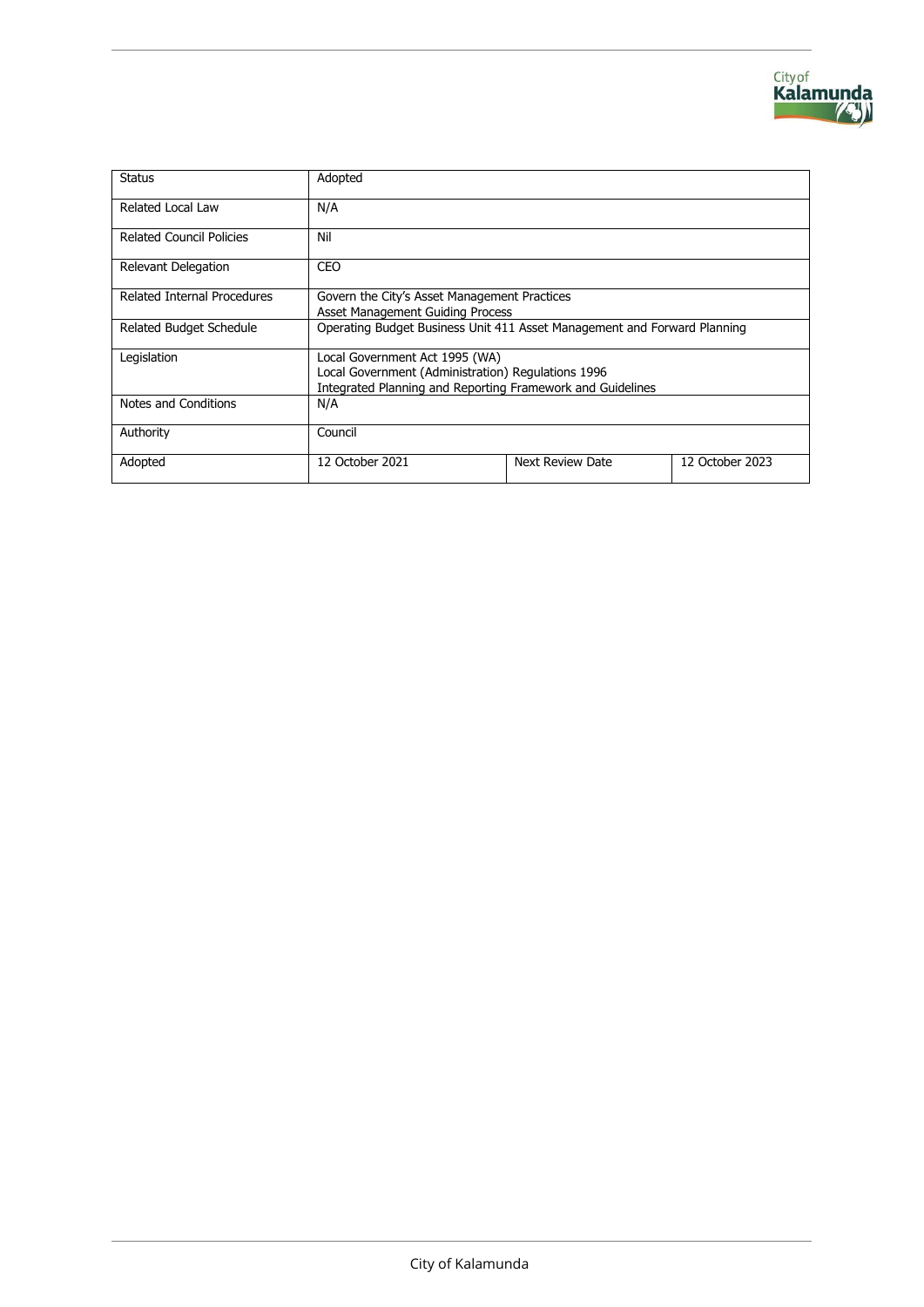| | | | |
|---|---|---|---|
| Status | Adopted | | |
| Related Local Law | N/A | | |
| Related Council Policies | Nil | | |
| Relevant Delegation | CEO | | |
| Related Internal Procedures | Govern the City's Asset Management Practices<br>Asset Management Guiding Process | | |
| Related Budget Schedule | Operating Budget Business Unit 411 Asset Management and Forward Planning | | |
| Legislation | Local Government Act 1995 (WA)<br>Local Government (Administration) Regulations 1996<br>Integrated Planning and Reporting Framework and Guidelines | | |
| Notes and Conditions | N/A | | |
| Authority | Council | | |
| Adopted | 12 October 2021 | Next Review Date | 12 October 2023 |